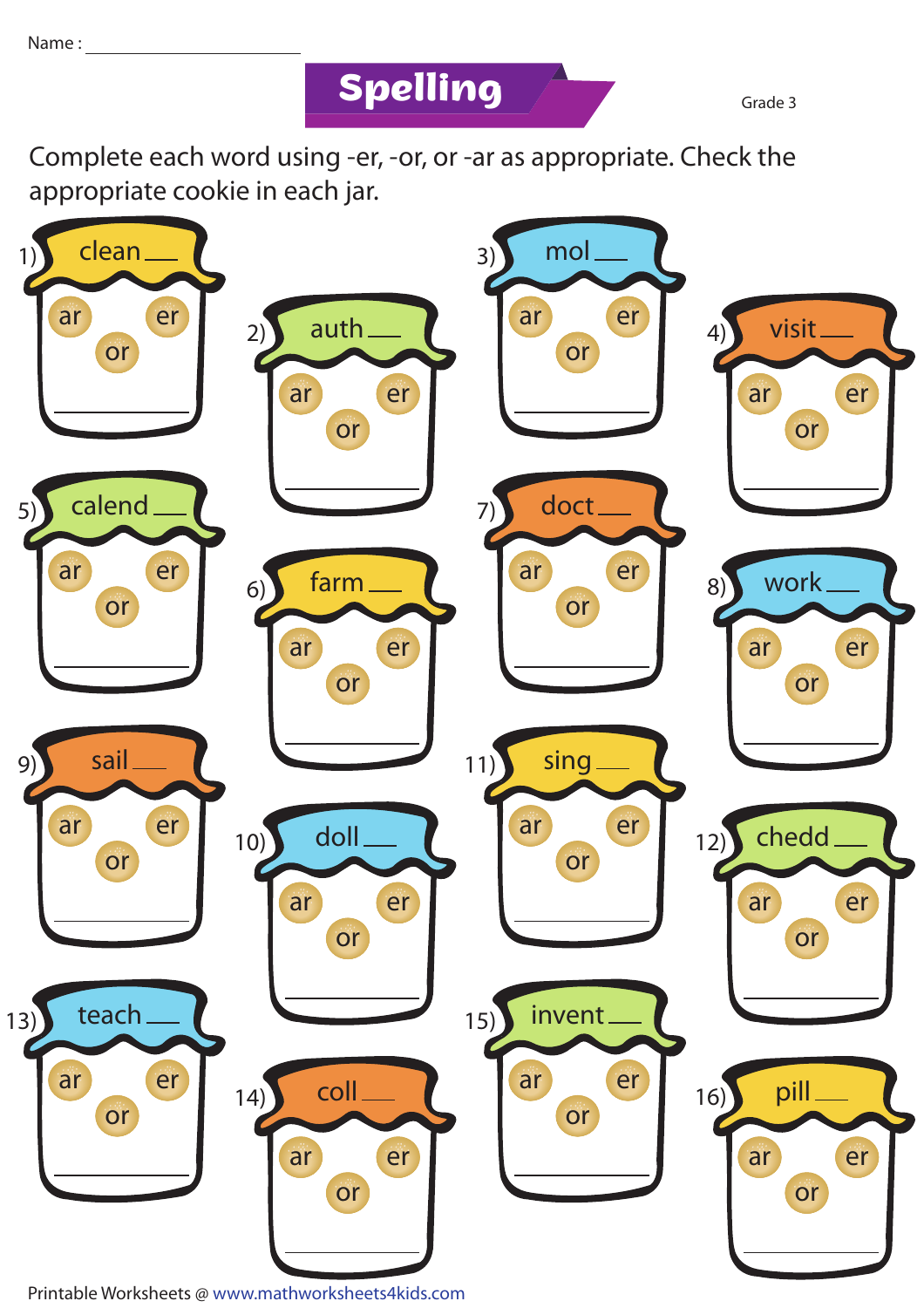Name : ____________________

# Spelling

Grade 3

Complete each word using -er, -or, or -ar as appropriate. Check the appropriate cookie in each jar.

1) clean __ — ar, er, or — ____________

2) auth __ — ar, er, or — ____________

3) mol __ — ar, er, or — ____________

4) visit __ — ar, er, or — ____________

5) calend __ — ar, er, or — ____________

6) farm __ — ar, er, or — ____________

7) doct __ — ar, er, or — ____________

8) work __ — ar, er, or — ____________

9) sail __ — ar, er, or — ____________

10) doll __ — ar, er, or — ____________

11) sing __ — ar, er, or — ____________

12) chedd __ — ar, er, or — ____________

13) teach __ — ar, er, or — ____________

14) coll __ — ar, er, or — ____________

15) invent __ — ar, er, or — ____________

16) pill __ — ar, er, or — ____________

Printable Worksheets @ www.mathworksheets4kids.com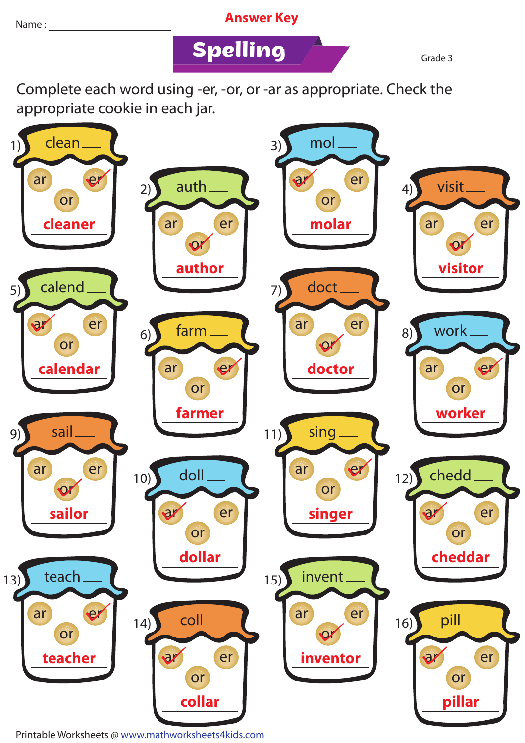Name : ____________________

**Answer Key**

# Spelling

Grade 3

Complete each word using -er, -or, or -ar as appropriate. Check the appropriate cookie in each jar.

1) clean ___ (ar, er ✓, or) **cleaner**

2) auth ___ (ar, er, or ✓) **author**

3) mol ___ (ar ✓, er, or) **molar**

4) visit ___ (ar, er, or ✓) **visitor**

5) calend ___ (ar ✓, er, or) **calendar**

6) farm ___ (ar, er ✓, or) **farmer**

7) doct ___ (ar, er, or ✓) **doctor**

8) work ___ (ar, er ✓, or) **worker**

9) sail ___ (ar, er, or ✓) **sailor**

10) doll ___ (ar ✓, er, or) **dollar**

11) sing ___ (ar, er ✓, or) **singer**

12) chedd ___ (ar ✓, er, or) **cheddar**

13) teach ___ (ar, er ✓, or) **teacher**

14) coll ___ (ar ✓, er, or) **collar**

15) invent ___ (ar, er, or ✓) **inventor**

16) pill ___ (ar ✓, er, or) **pillar**

Printable Worksheets @ www.mathworksheets4kids.com